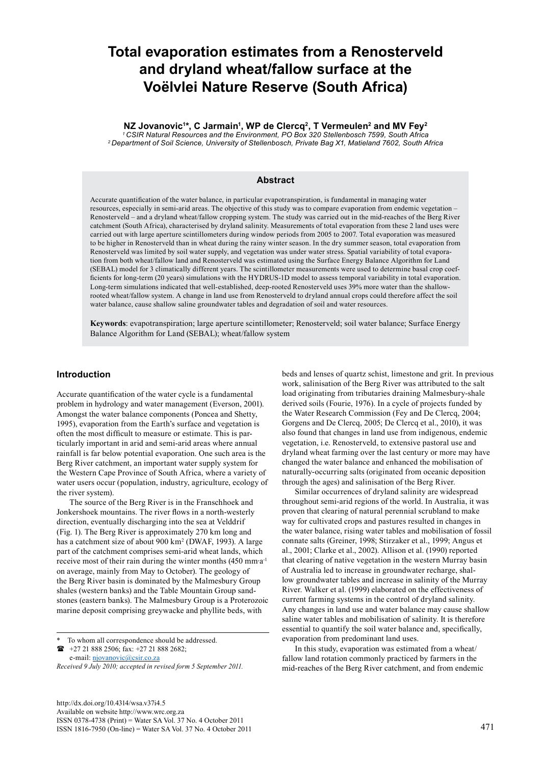# Total evaporation estimates from a Renosterveld and dryland wheat/fallow surface at the Voëlvlei Nature Reserve (South Africa)

**NZ Jovanovic[1]*, C Jarmain[1], WP de Clercq[2], T Vermeulen[2] and MV Fey[2]**

*[1] CSIR Natural Resources and the Environment, PO Box 320 Stellenbosch 7599, South Africa*
*[2] Department of Soil Science, University of Stellenbosch, Private Bag X1, Matieland 7602, South Africa*

## Abstract

Accurate quantification of the water balance, in particular evapotranspiration, is fundamental in managing water resources, especially in semi-arid areas. The objective of this study was to compare evaporation from endemic vegetation – Renosterveld – and a dryland wheat/fallow cropping system. The study was carried out in the mid-reaches of the Berg River catchment (South Africa), characterised by dryland salinity. Measurements of total evaporation from these 2 land uses were carried out with large aperture scintillometers during window periods from 2005 to 2007. Total evaporation was measured to be higher in Renosterveld than in wheat during the rainy winter season. In the dry summer season, total evaporation from Renosterveld was limited by soil water supply, and vegetation was under water stress. Spatial variability of total evaporation from both wheat/fallow land and Renosterveld was estimated using the Surface Energy Balance Algorithm for Land (SEBAL) model for 3 climatically different years. The scintillometer measurements were used to determine basal crop coefficients for long-term (20 years) simulations with the HYDRUS-1D model to assess temporal variability in total evaporation. Long-term simulations indicated that well-established, deep-rooted Renosterveld uses 39% more water than the shallow-rooted wheat/fallow system. A change in land use from Renosterveld to dryland annual crops could therefore affect the soil water balance, cause shallow saline groundwater tables and degradation of soil and water resources.

**Keywords**: evapotranspiration; large aperture scintillometer; Renosterveld; soil water balance; Surface Energy Balance Algorithm for Land (SEBAL); wheat/fallow system

## Introduction

Accurate quantification of the water cycle is a fundamental problem in hydrology and water management (Everson, 2001). Amongst the water balance components (Poncea and Shetty, 1995), evaporation from the Earth's surface and vegetation is often the most difficult to measure or estimate. This is particularly important in arid and semi-arid areas where annual rainfall is far below potential evaporation. One such area is the Berg River catchment, an important water supply system for the Western Cape Province of South Africa, where a variety of water users occur (population, industry, agriculture, ecology of the river system).

The source of the Berg River is in the Franschhoek and Jonkershoek mountains. The river flows in a north-westerly direction, eventually discharging into the sea at Velddrif (Fig. 1). The Berg River is approximately 270 km long and has a catchment size of about 900 km$^2$ (DWAF, 1993). A large part of the catchment comprises semi-arid wheat lands, which receive most of their rain during the winter months (450 mm·a$^{-1}$ on average, mainly from May to October). The geology of the Berg River basin is dominated by the Malmesbury Group shales (western banks) and the Table Mountain Group sandstones (eastern banks). The Malmesbury Group is a Proterozoic marine deposit comprising greywacke and phyllite beds, with beds and lenses of quartz schist, limestone and grit. In previous work, salinisation of the Berg River was attributed to the salt load originating from tributaries draining Malmesbury-shale derived soils (Fourie, 1976). In a cycle of projects funded by the Water Research Commission (Fey and De Clercq, 2004; Gorgens and De Clercq, 2005; De Clercq et al., 2010), it was also found that changes in land use from indigenous, endemic vegetation, i.e. Renosterveld, to extensive pastoral use and dryland wheat farming over the last century or more may have changed the water balance and enhanced the mobilisation of naturally-occurring salts (originated from oceanic deposition through the ages) and salinisation of the Berg River.

Similar occurrences of dryland salinity are widespread throughout semi-arid regions of the world. In Australia, it was proven that clearing of natural perennial scrubland to make way for cultivated crops and pastures resulted in changes in the water balance, rising water tables and mobilisation of fossil connate salts (Greiner, 1998; Stirzaker et al., 1999; Angus et al., 2001; Clarke et al., 2002). Allison et al. (1990) reported that clearing of native vegetation in the western Murray basin of Australia led to increase in groundwater recharge, shallow groundwater tables and increase in salinity of the Murray River. Walker et al. (1999) elaborated on the effectiveness of current farming systems in the control of dryland salinity. Any changes in land use and water balance may cause shallow saline water tables and mobilisation of salinity. It is therefore essential to quantify the soil water balance and, specifically, evaporation from predominant land uses.

In this study, evaporation was estimated from a wheat/fallow land rotation commonly practiced by farmers in the mid-reaches of the Berg River catchment, and from endemic

---

\* To whom all correspondence should be addressed.
☎ +27 21 888 2506; fax: +27 21 888 2682;
e-mail: njovanovic@csir.co.za

*Received 9 July 2010; accepted in revised form 5 September 2011.*

http://dx.doi.org/10.4314/wsa.v37i4.5
Available on website http://www.wrc.org.za
ISSN 0378-4738 (Print) = Water SA Vol. 37 No. 4 October 2011
ISSN 1816-7950 (On-line) = Water SA Vol. 37 No. 4 October 2011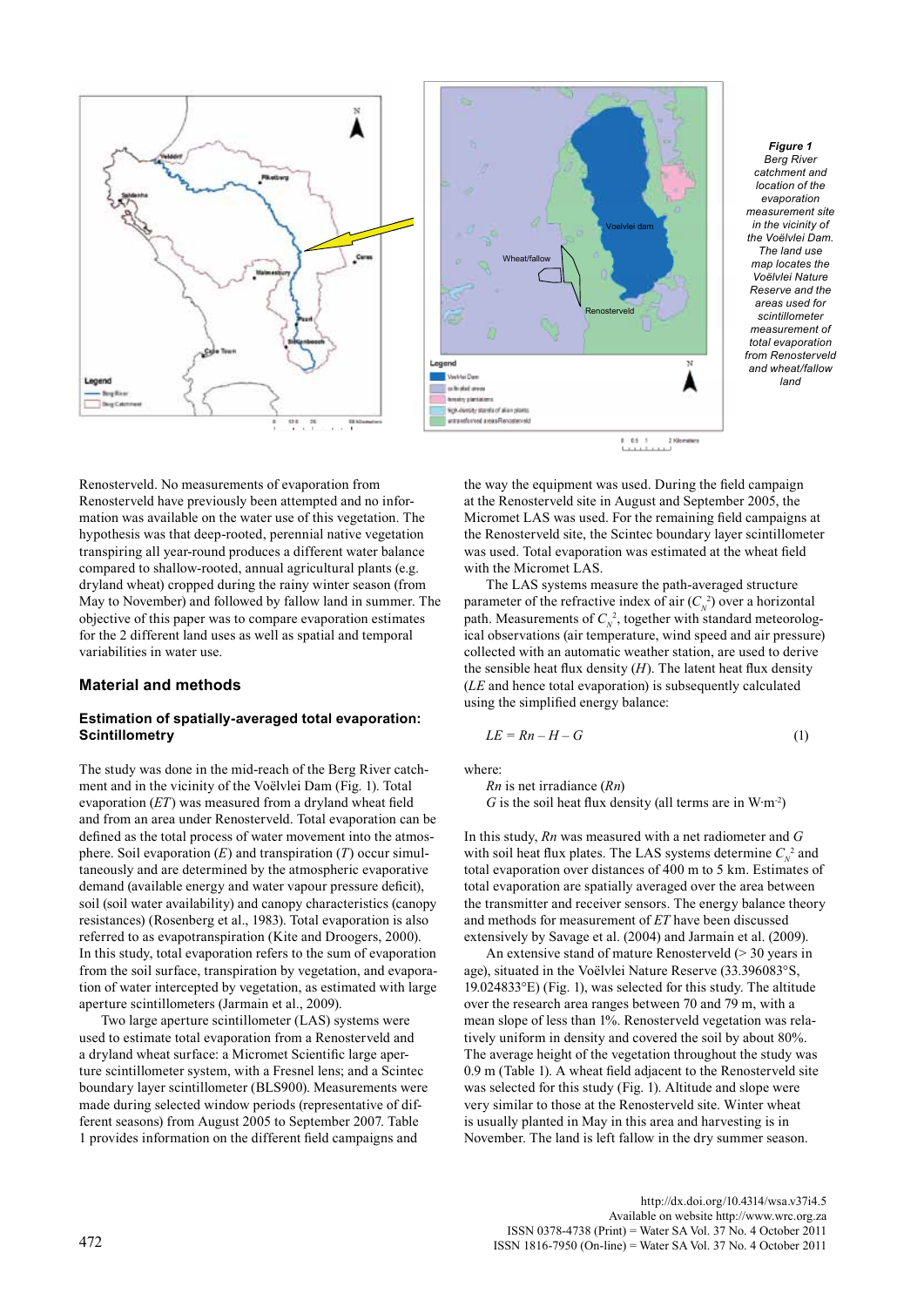**Figure 1**
*Berg River catchment and location of the evaporation measurement site in the vicinity of the Voëlvlei Dam. The land use map locates the Voëlvlei Nature Reserve and the areas used for scintillometer measurement of total evaporation from Renosterveld and wheat/fallow land*

Renosterveld. No measurements of evaporation from Renosterveld have previously been attempted and no information was available on the water use of this vegetation. The hypothesis was that deep-rooted, perennial native vegetation transpiring all year-round produces a different water balance compared to shallow-rooted, annual agricultural plants (e.g. dryland wheat) cropped during the rainy winter season (from May to November) and followed by fallow land in summer. The objective of this paper was to compare evaporation estimates for the 2 different land uses as well as spatial and temporal variabilities in water use.

## Material and methods

### Estimation of spatially-averaged total evaporation: Scintillometry

The study was done in the mid-reach of the Berg River catchment and in the vicinity of the Voëlvlei Dam (Fig. 1). Total evaporation (*ET*) was measured from a dryland wheat field and from an area under Renosterveld. Total evaporation can be defined as the total process of water movement into the atmosphere. Soil evaporation (*E*) and transpiration (*T*) occur simultaneously and are determined by the atmospheric evaporative demand (available energy and water vapour pressure deficit), soil (soil water availability) and canopy characteristics (canopy resistances) (Rosenberg et al., 1983). Total evaporation is also referred to as evapotranspiration (Kite and Droogers, 2000). In this study, total evaporation refers to the sum of evaporation from the soil surface, transpiration by vegetation, and evaporation of water intercepted by vegetation, as estimated with large aperture scintillometers (Jarmain et al., 2009).

Two large aperture scintillometer (LAS) systems were used to estimate total evaporation from a Renosterveld and a dryland wheat surface: a Micromet Scientific large aperture scintillometer system, with a Fresnel lens; and a Scintec boundary layer scintillometer (BLS900). Measurements were made during selected window periods (representative of different seasons) from August 2005 to September 2007. Table 1 provides information on the different field campaigns and the way the equipment was used. During the field campaign at the Renosterveld site in August and September 2005, the Micromet LAS was used. For the remaining field campaigns at the Renosterveld site, the Scintec boundary layer scintillometer was used. Total evaporation was estimated at the wheat field with the Micromet LAS.

The LAS systems measure the path-averaged structure parameter of the refractive index of air ($C_N^2$) over a horizontal path. Measurements of $C_N^2$, together with standard meteorological observations (air temperature, wind speed and air pressure) collected with an automatic weather station, are used to derive the sensible heat flux density (*H*). The latent heat flux density (*LE* and hence total evaporation) is subsequently calculated using the simplified energy balance:

$$LE = Rn - H - G \tag{1}$$

where:
*Rn* is net irradiance (*Rn*)
*G* is the soil heat flux density (all terms are in W·m$^{-2}$)

In this study, *Rn* was measured with a net radiometer and *G* with soil heat flux plates. The LAS systems determine $C_N^2$ and total evaporation over distances of 400 m to 5 km. Estimates of total evaporation are spatially averaged over the area between the transmitter and receiver sensors. The energy balance theory and methods for measurement of *ET* have been discussed extensively by Savage et al. (2004) and Jarmain et al. (2009).

An extensive stand of mature Renosterveld (> 30 years in age), situated in the Voëlvlei Nature Reserve (33.396083°S, 19.024833°E) (Fig. 1), was selected for this study. The altitude over the research area ranges between 70 and 79 m, with a mean slope of less than 1%. Renosterveld vegetation was relatively uniform in density and covered the soil by about 80%. The average height of the vegetation throughout the study was 0.9 m (Table 1). A wheat field adjacent to the Renosterveld site was selected for this study (Fig. 1). Altitude and slope were very similar to those at the Renosterveld site. Winter wheat is usually planted in May in this area and harvesting is in November. The land is left fallow in the dry summer season.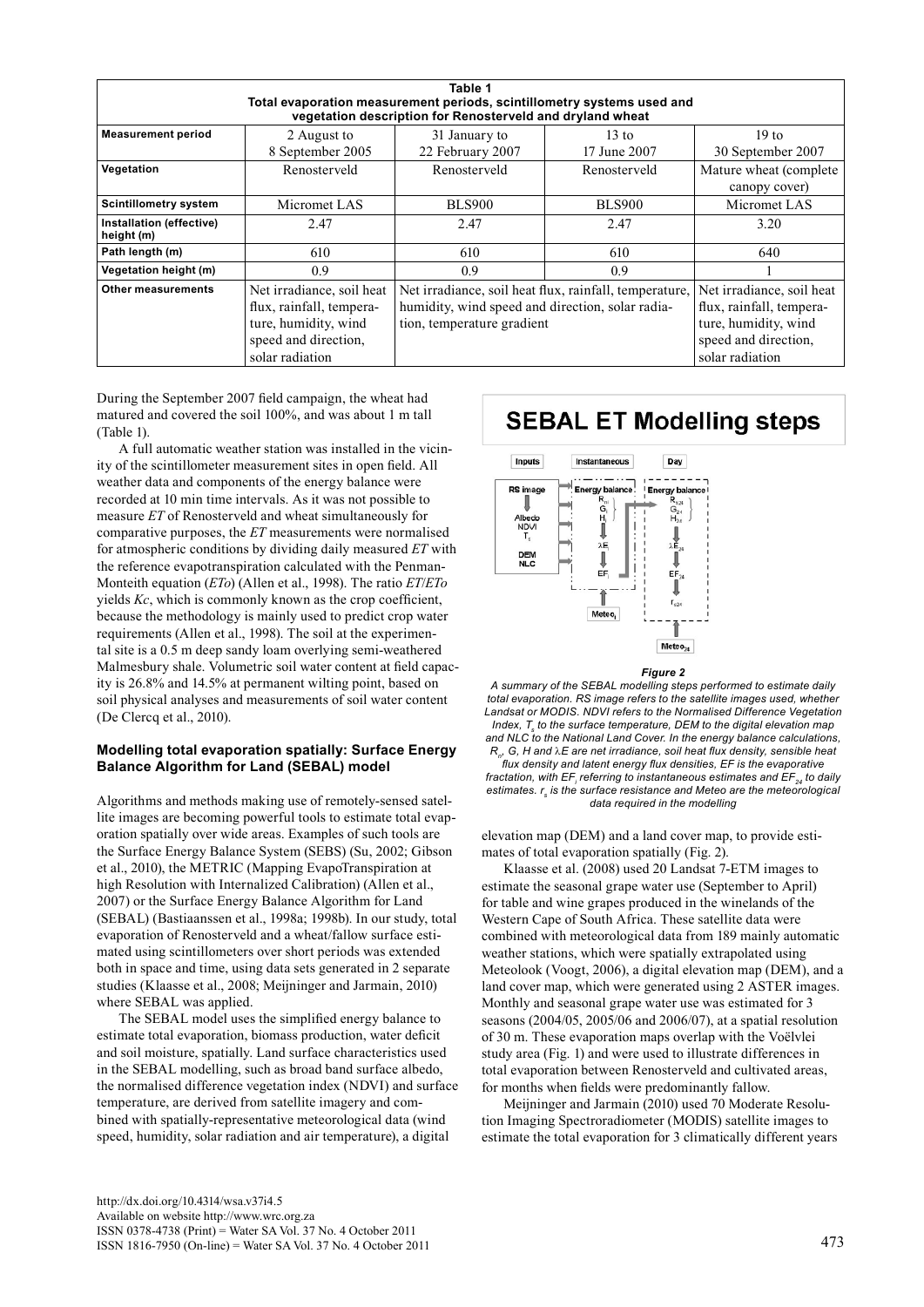**Table 1**
**Total evaporation measurement periods, scintillometry systems used and vegetation description for Renosterveld and dryland wheat**

| **Measurement period** | 2 August to 8 September 2005 | 31 January to 22 February 2007 | 13 to 17 June 2007 | 19 to 30 September 2007 |
|---|---|---|---|---|
| **Vegetation** | Renosterveld | Renosterveld | Renosterveld | Mature wheat (complete canopy cover) |
| **Scintillometry system** | Micromet LAS | BLS900 | BLS900 | Micromet LAS |
| **Installation (effective) height (m)** | 2.47 | 2.47 | 2.47 | 3.20 |
| **Path length (m)** | 610 | 610 | 610 | 640 |
| **Vegetation height (m)** | 0.9 | 0.9 | 0.9 | 1 |
| **Other measurements** | Net irradiance, soil heat flux, rainfall, temperature, humidity, wind speed and direction, solar radiation | Net irradiance, soil heat flux, rainfall, temperature, humidity, wind speed and direction, solar radiation, temperature gradient | | Net irradiance, soil heat flux, rainfall, temperature, humidity, wind speed and direction, solar radiation |

During the September 2007 field campaign, the wheat had matured and covered the soil 100%, and was about 1 m tall (Table 1).

A full automatic weather station was installed in the vicinity of the scintillometer measurement sites in open field. All weather data and components of the energy balance were recorded at 10 min time intervals. As it was not possible to measure *ET* of Renosterveld and wheat simultaneously for comparative purposes, the *ET* measurements were normalised for atmospheric conditions by dividing daily measured *ET* with the reference evapotranspiration calculated with the Penman-Monteith equation (*ETo*) (Allen et al., 1998). The ratio *ET*/*ETo* yields *Kc*, which is commonly known as the crop coefficient, because the methodology is mainly used to predict crop water requirements (Allen et al., 1998). The soil at the experimental site is a 0.5 m deep sandy loam overlying semi-weathered Malmesbury shale. Volumetric soil water content at field capacity is 26.8% and 14.5% at permanent wilting point, based on soil physical analyses and measurements of soil water content (De Clercq et al., 2010).

### Modelling total evaporation spatially: Surface Energy Balance Algorithm for Land (SEBAL) model

Algorithms and methods making use of remotely-sensed satellite images are becoming powerful tools to estimate total evaporation spatially over wide areas. Examples of such tools are the Surface Energy Balance System (SEBS) (Su, 2002; Gibson et al., 2010), the METRIC (Mapping EvapoTranspiration at high Resolution with Internalized Calibration) (Allen et al., 2007) or the Surface Energy Balance Algorithm for Land (SEBAL) (Bastiaanssen et al., 1998a; 1998b). In our study, total evaporation of Renosterveld and a wheat/fallow surface estimated using scintillometers over short periods was extended both in space and time, using data sets generated in 2 separate studies (Klaasse et al., 2008; Meijninger and Jarmain, 2010) where SEBAL was applied.

The SEBAL model uses the simplified energy balance to estimate total evaporation, biomass production, water deficit and soil moisture, spatially. Land surface characteristics used in the SEBAL modelling, such as broad band surface albedo, the normalised difference vegetation index (NDVI) and surface temperature, are derived from satellite imagery and combined with spatially-representative meteorological data (wind speed, humidity, solar radiation and air temperature), a digital elevation map (DEM) and a land cover map, to provide estimates of total evaporation spatially (Fig. 2).

**SEBAL ET Modelling steps**

*Figure 2*

*A summary of the SEBAL modelling steps performed to estimate daily total evaporation. RS image refers to the satellite images used, whether Landsat or MODIS. NDVI refers to the Normalised Difference Vegetation Index, $T_s$ to the surface temperature, DEM to the digital elevation map and NLC to the National Land Cover. In the energy balance calculations, $R_n$, G, H and $\lambda E$ are net irradiance, soil heat flux density, sensible heat flux density and latent energy flux densities, EF is the evaporative fractation, with $EF_i$ referring to instantaneous estimates and $EF_{24}$ to daily estimates. $r_s$ is the surface resistance and Meteo are the meteorological data required in the modelling*

Klaasse et al. (2008) used 20 Landsat 7-ETM images to estimate the seasonal grape water use (September to April) for table and wine grapes produced in the winelands of the Western Cape of South Africa. These satellite data were combined with meteorological data from 189 mainly automatic weather stations, which were spatially extrapolated using Meteolook (Voogt, 2006), a digital elevation map (DEM), and a land cover map, which were generated using 2 ASTER images. Monthly and seasonal grape water use was estimated for 3 seasons (2004/05, 2005/06 and 2006/07), at a spatial resolution of 30 m. These evaporation maps overlap with the Voëlvlei study area (Fig. 1) and were used to illustrate differences in total evaporation between Renosterveld and cultivated areas, for months when fields were predominantly fallow.

Meijninger and Jarmain (2010) used 70 Moderate Resolution Imaging Spectroradiometer (MODIS) satellite images to estimate the total evaporation for 3 climatically different years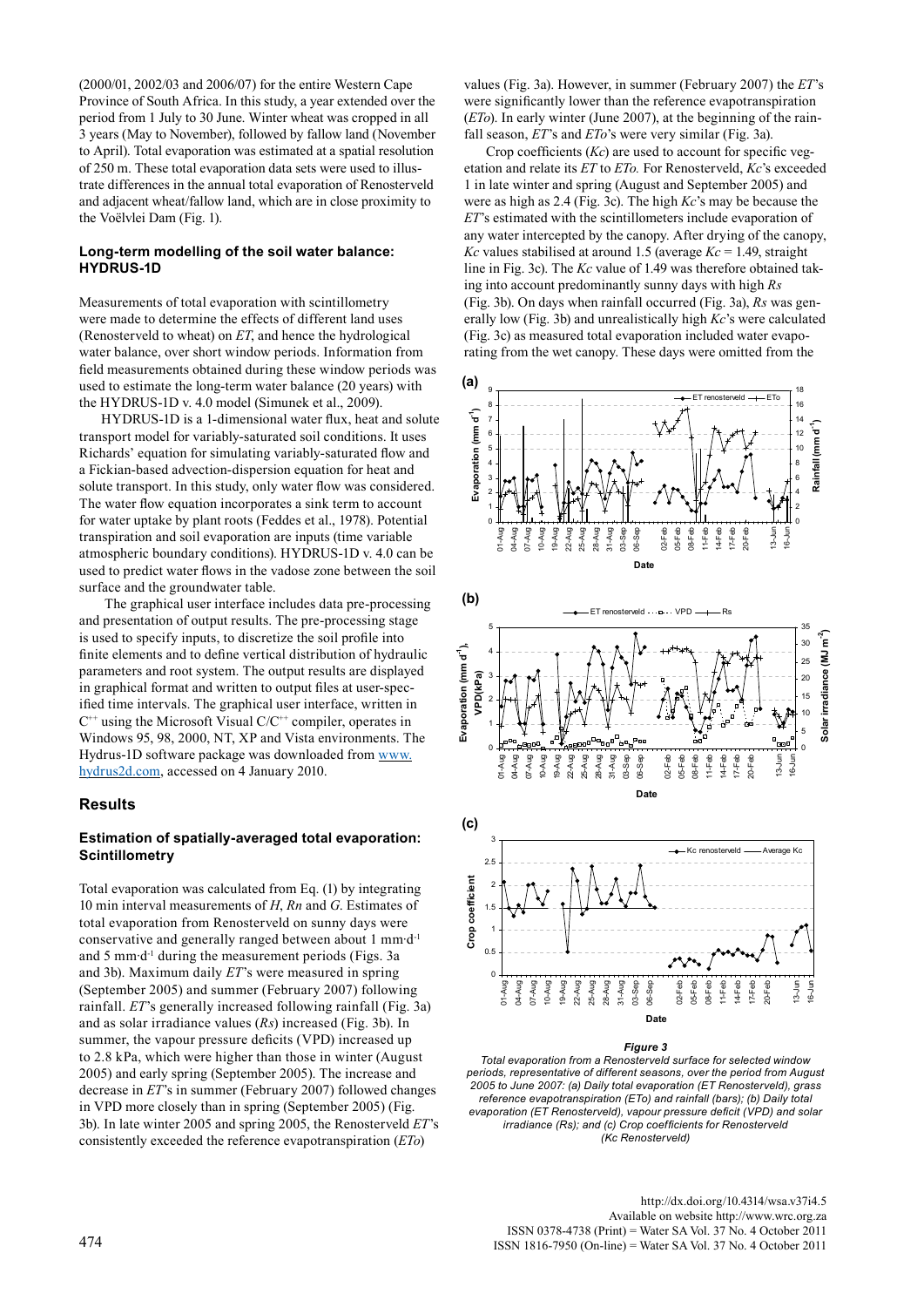(2000/01, 2002/03 and 2006/07) for the entire Western Cape Province of South Africa. In this study, a year extended over the period from 1 July to 30 June. Winter wheat was cropped in all 3 years (May to November), followed by fallow land (November to April). Total evaporation was estimated at a spatial resolution of 250 m. These total evaporation data sets were used to illustrate differences in the annual total evaporation of Renosterveld and adjacent wheat/fallow land, which are in close proximity to the Voëlvlei Dam (Fig. 1).

### Long-term modelling of the soil water balance: HYDRUS-1D

Measurements of total evaporation with scintillometry were made to determine the effects of different land uses (Renosterveld to wheat) on *ET*, and hence the hydrological water balance, over short window periods. Information from field measurements obtained during these window periods was used to estimate the long-term water balance (20 years) with the HYDRUS-1D v. 4.0 model (Simunek et al., 2009).

HYDRUS-1D is a 1-dimensional water flux, heat and solute transport model for variably-saturated soil conditions. It uses Richards' equation for simulating variably-saturated flow and a Fickian-based advection-dispersion equation for heat and solute transport. In this study, only water flow was considered. The water flow equation incorporates a sink term to account for water uptake by plant roots (Feddes et al., 1978). Potential transpiration and soil evaporation are inputs (time variable atmospheric boundary conditions). HYDRUS-1D v. 4.0 can be used to predict water flows in the vadose zone between the soil surface and the groundwater table.

The graphical user interface includes data pre-processing and presentation of output results. The pre-processing stage is used to specify inputs, to discretize the soil profile into finite elements and to define vertical distribution of hydraulic parameters and root system. The output results are displayed in graphical format and written to output files at user-specified time intervals. The graphical user interface, written in $C^{++}$ using the Microsoft Visual C/$C^{++}$ compiler, operates in Windows 95, 98, 2000, NT, XP and Vista environments. The Hydrus-1D software package was downloaded from www.hydrus2d.com, accessed on 4 January 2010.

## Results

### Estimation of spatially-averaged total evaporation: Scintillometry

Total evaporation was calculated from Eq. (1) by integrating 10 min interval measurements of *H*, *Rn* and *G*. Estimates of total evaporation from Renosterveld on sunny days were conservative and generally ranged between about 1 mm·d$^{-1}$ and 5 mm·d$^{-1}$ during the measurement periods (Figs. 3a and 3b). Maximum daily *ET*'s were measured in spring (September 2005) and summer (February 2007) following rainfall. *ET*'s generally increased following rainfall (Fig. 3a) and as solar irradiance values (*Rs*) increased (Fig. 3b). In summer, the vapour pressure deficits (VPD) increased up to 2.8 kPa, which were higher than those in winter (August 2005) and early spring (September 2005). The increase and decrease in *ET*'s in summer (February 2007) followed changes in VPD more closely than in spring (September 2005) (Fig. 3b). In late winter 2005 and spring 2005, the Renosterveld *ET*'s consistently exceeded the reference evapotranspiration (*ETo*) values (Fig. 3a). However, in summer (February 2007) the *ET*'s were significantly lower than the reference evapotranspiration (*ETo*). In early winter (June 2007), at the beginning of the rainfall season, *ET*'s and *ETo*'s were very similar (Fig. 3a).

Crop coefficients (*Kc*) are used to account for specific vegetation and relate its *ET* to *ETo.* For Renosterveld, *Kc*'s exceeded 1 in late winter and spring (August and September 2005) and were as high as 2.4 (Fig. 3c). The high *Kc*'s may be because the *ET*'s estimated with the scintillometers include evaporation of any water intercepted by the canopy. After drying of the canopy, *Kc* values stabilised at around 1.5 (average *Kc* = 1.49, straight line in Fig. 3c). The *Kc* value of 1.49 was therefore obtained taking into account predominantly sunny days with high *Rs* (Fig. 3b). On days when rainfall occurred (Fig. 3a), *Rs* was generally low (Fig. 3b) and unrealistically high *Kc*'s were calculated (Fig. 3c) as measured total evaporation included water evaporating from the wet canopy. These days were omitted from the

***Figure 3***

*Total evaporation from a Renosterveld surface for selected window periods, representative of different seasons, over the period from August 2005 to June 2007: (a) Daily total evaporation (ET Renosterveld), grass reference evapotranspiration (ETo) and rainfall (bars); (b) Daily total evaporation (ET Renosterveld), vapour pressure deficit (VPD) and solar irradiance (Rs); and (c) Crop coefficients for Renosterveld (Kc Renosterveld)*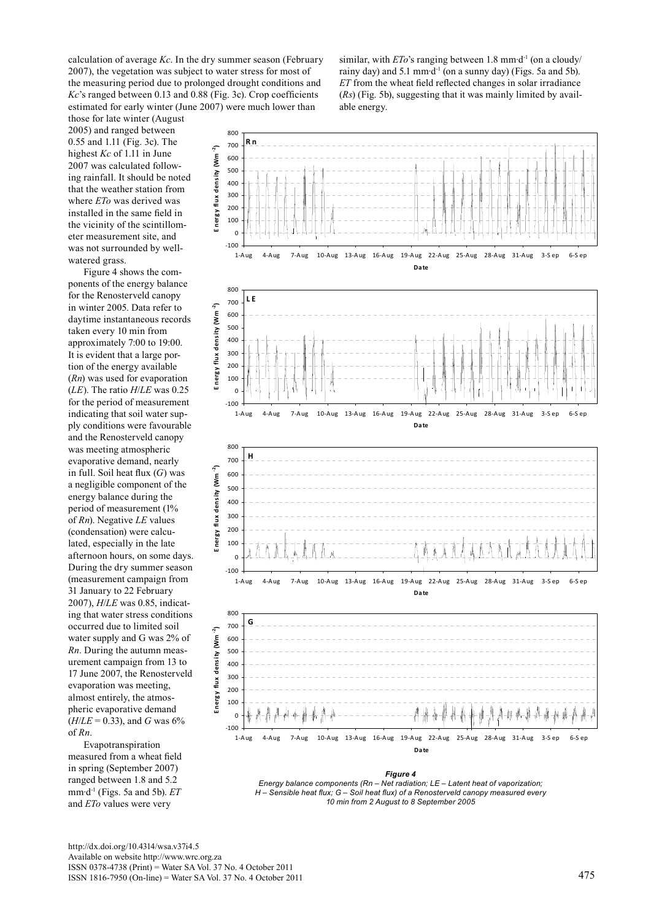calculation of average *Kc*. In the dry summer season (February 2007), the vegetation was subject to water stress for most of the measuring period due to prolonged drought conditions and *Kc*'s ranged between 0.13 and 0.88 (Fig. 3c). Crop coefficients estimated for early winter (June 2007) were much lower than those for late winter (August 2005) and ranged between 0.55 and 1.11 (Fig. 3c). The highest *Kc* of 1.11 in June 2007 was calculated following rainfall. It should be noted that the weather station from where *ETo* was derived was installed in the same field in the vicinity of the scintillometer measurement site, and was not surrounded by well-watered grass.

Figure 4 shows the components of the energy balance for the Renosterveld canopy in winter 2005. Data refer to daytime instantaneous records taken every 10 min from approximately 7:00 to 19:00. It is evident that a large portion of the energy available (*Rn*) was used for evaporation (*LE*). The ratio *H*/*LE* was 0.25 for the period of measurement indicating that soil water supply conditions were favourable and the Renosterveld canopy was meeting atmospheric evaporative demand, nearly in full. Soil heat flux (*G*) was a negligible component of the energy balance during the period of measurement (1% of *Rn*). Negative *LE* values (condensation) were calculated, especially in the late afternoon hours, on some days. During the dry summer season (measurement campaign from 31 January to 22 February 2007), *H*/*LE* was 0.85, indicating that water stress conditions occurred due to limited soil water supply and G was 2% of *Rn*. During the autumn measurement campaign from 13 to 17 June 2007, the Renosterveld evaporation was meeting, almost entirely, the atmospheric evaporative demand (*H*/*LE* = 0.33), and *G* was 6% of *Rn*.

Evapotranspiration measured from a wheat field in spring (September 2007) ranged between 1.8 and 5.2 mm·d$^{-1}$ (Figs. 5a and 5b). *ET* and *ETo* values were very similar, with *ETo*'s ranging between 1.8 mm·d$^{-1}$ (on a cloudy/rainy day) and 5.1 mm·d$^{-1}$ (on a sunny day) (Figs. 5a and 5b). *ET* from the wheat field reflected changes in solar irradiance (*Rs*) (Fig. 5b), suggesting that it was mainly limited by available energy.

***Figure 4***
*Energy balance components (Rn – Net radiation; LE – Latent heat of vaporization; H – Sensible heat flux; G – Soil heat flux) of a Renosterveld canopy measured every 10 min from 2 August to 8 September 2005*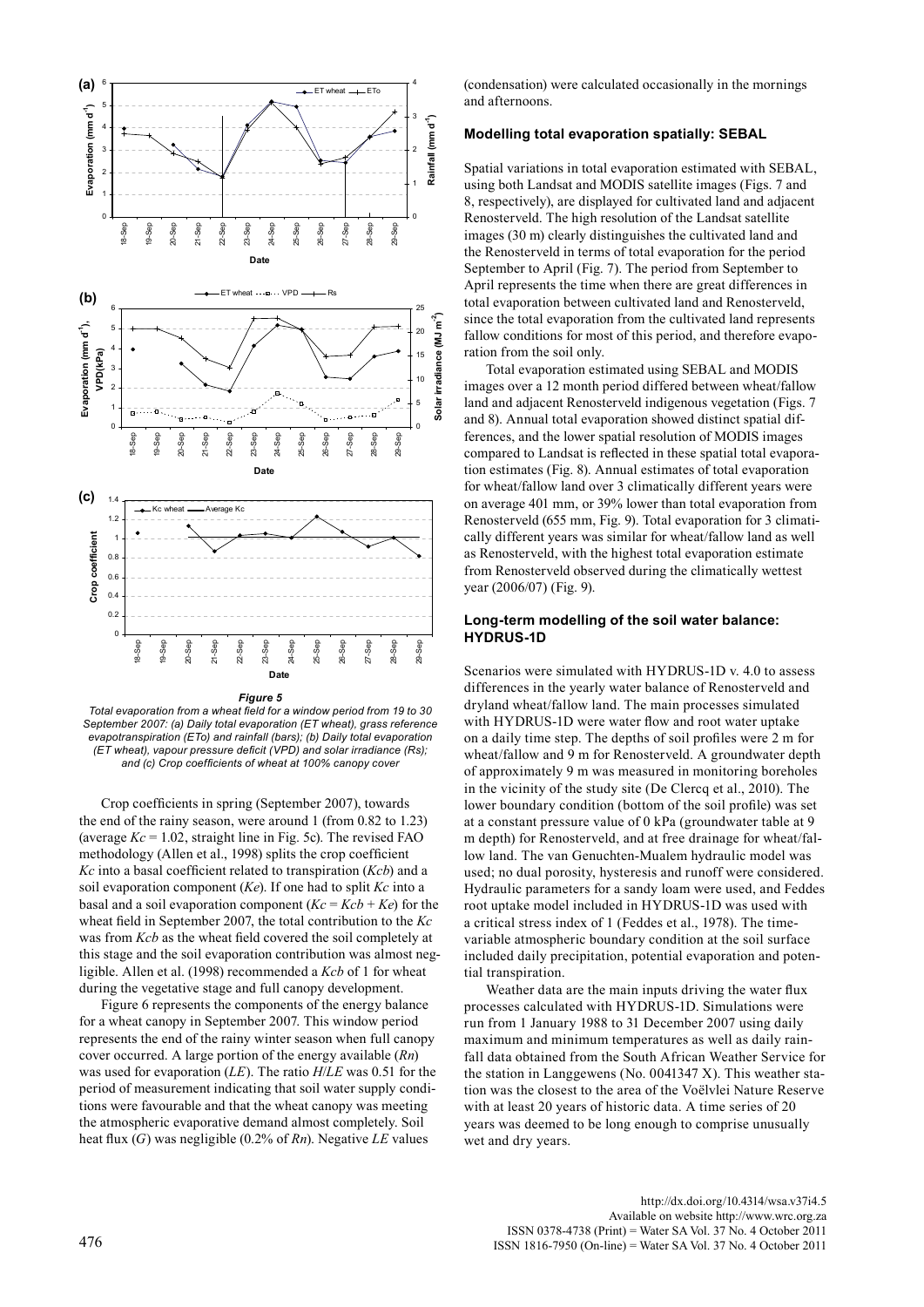*Figure 5*

*Total evaporation from a wheat field for a window period from 19 to 30 September 2007: (a) Daily total evaporation (ET wheat), grass reference evapotranspiration (ETo) and rainfall (bars); (b) Daily total evaporation (ET wheat), vapour pressure deficit (VPD) and solar irradiance (Rs); and (c) Crop coefficients of wheat at 100% canopy cover*

Crop coefficients in spring (September 2007), towards the end of the rainy season, were around 1 (from 0.82 to 1.23) (average $Kc$ = 1.02, straight line in Fig. 5c). The revised FAO methodology (Allen et al., 1998) splits the crop coefficient $Kc$ into a basal coefficient related to transpiration ($Kcb$) and a soil evaporation component ($Ke$). If one had to split $Kc$ into a basal and a soil evaporation component ($Kc = Kcb + Ke$) for the wheat field in September 2007, the total contribution to the $Kc$ was from $Kcb$ as the wheat field covered the soil completely at this stage and the soil evaporation contribution was almost negligible. Allen et al. (1998) recommended a $Kcb$ of 1 for wheat during the vegetative stage and full canopy development.

Figure 6 represents the components of the energy balance for a wheat canopy in September 2007. This window period represents the end of the rainy winter season when full canopy cover occurred. A large portion of the energy available ($Rn$) was used for evaporation ($LE$). The ratio $H/LE$ was 0.51 for the period of measurement indicating that soil water supply conditions were favourable and that the wheat canopy was meeting the atmospheric evaporative demand almost completely. Soil heat flux ($G$) was negligible (0.2% of $Rn$). Negative $LE$ values (condensation) were calculated occasionally in the mornings and afternoons.

### Modelling total evaporation spatially: SEBAL

Spatial variations in total evaporation estimated with SEBAL, using both Landsat and MODIS satellite images (Figs. 7 and 8, respectively), are displayed for cultivated land and adjacent Renosterveld. The high resolution of the Landsat satellite images (30 m) clearly distinguishes the cultivated land and the Renosterveld in terms of total evaporation for the period September to April (Fig. 7). The period from September to April represents the time when there are great differences in total evaporation between cultivated land and Renosterveld, since the total evaporation from the cultivated land represents fallow conditions for most of this period, and therefore evaporation from the soil only.

Total evaporation estimated using SEBAL and MODIS images over a 12 month period differed between wheat/fallow land and adjacent Renosterveld indigenous vegetation (Figs. 7 and 8). Annual total evaporation showed distinct spatial differences, and the lower spatial resolution of MODIS images compared to Landsat is reflected in these spatial total evaporation estimates (Fig. 8). Annual estimates of total evaporation for wheat/fallow land over 3 climatically different years were on average 401 mm, or 39% lower than total evaporation from Renosterveld (655 mm, Fig. 9). Total evaporation for 3 climatically different years was similar for wheat/fallow land as well as Renosterveld, with the highest total evaporation estimate from Renosterveld observed during the climatically wettest year (2006/07) (Fig. 9).

### Long-term modelling of the soil water balance: HYDRUS-1D

Scenarios were simulated with HYDRUS-1D v. 4.0 to assess differences in the yearly water balance of Renosterveld and dryland wheat/fallow land. The main processes simulated with HYDRUS-1D were water flow and root water uptake on a daily time step. The depths of soil profiles were 2 m for wheat/fallow and 9 m for Renosterveld. A groundwater depth of approximately 9 m was measured in monitoring boreholes in the vicinity of the study site (De Clercq et al., 2010). The lower boundary condition (bottom of the soil profile) was set at a constant pressure value of 0 kPa (groundwater table at 9 m depth) for Renosterveld, and at free drainage for wheat/fallow land. The van Genuchten-Mualem hydraulic model was used; no dual porosity, hysteresis and runoff were considered. Hydraulic parameters for a sandy loam were used, and Feddes root uptake model included in HYDRUS-1D was used with a critical stress index of 1 (Feddes et al., 1978). The time-variable atmospheric boundary condition at the soil surface included daily precipitation, potential evaporation and potential transpiration.

Weather data are the main inputs driving the water flux processes calculated with HYDRUS-1D. Simulations were run from 1 January 1988 to 31 December 2007 using daily maximum and minimum temperatures as well as daily rainfall data obtained from the South African Weather Service for the station in Langgewens (No. 0041347 X). This weather station was the closest to the area of the Voëlvlei Nature Reserve with at least 20 years of historic data. A time series of 20 years was deemed to be long enough to comprise unusually wet and dry years.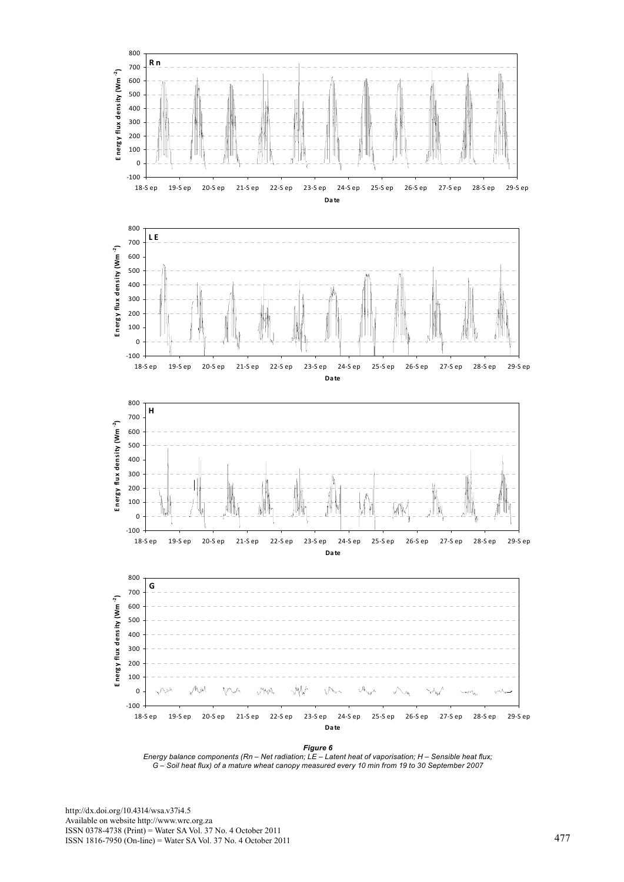*Figure 6*

*Energy balance components (Rn – Net radiation; LE – Latent heat of vaporisation; H – Sensible heat flux; G – Soil heat flux) of a mature wheat canopy measured every 10 min from 19 to 30 September 2007*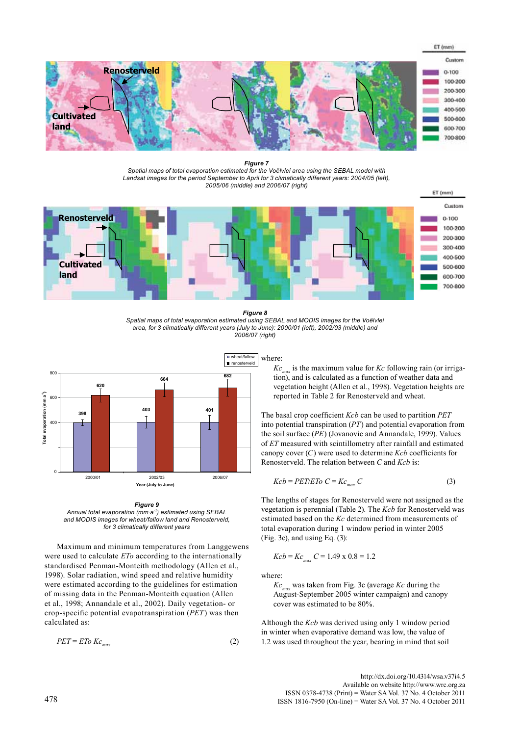**Figure 7**
*Spatial maps of total evaporation estimated for the Voëlvlei area using the SEBAL model with Landsat images for the period September to April for 3 climatically different years: 2004/05 (left), 2005/06 (middle) and 2006/07 (right)*

**Figure 8**
*Spatial maps of total evaporation estimated using SEBAL and MODIS images for the Voëlvlei area, for 3 climatically different years (July to June): 2000/01 (left), 2002/03 (middle) and 2006/07 (right)*

**Figure 9**
*Annual total evaporation (mm·a⁻¹) estimated using SEBAL and MODIS images for wheat/fallow land and Renosterveld, for 3 climatically different years*

Maximum and minimum temperatures from Langgewens were used to calculate *ETo* according to the internationally standardised Penman-Monteith methodology (Allen et al., 1998). Solar radiation, wind speed and relative humidity were estimated according to the guidelines for estimation of missing data in the Penman-Monteith equation (Allen et al., 1998; Annandale et al., 2002). Daily vegetation- or crop-specific potential evapotranspiration (*PET*) was then calculated as:

$$PET = ETo\ Kc_{max} \qquad (2)$$

where:

$Kc_{max}$ is the maximum value for $Kc$ following rain (or irrigation), and is calculated as a function of weather data and vegetation height (Allen et al., 1998). Vegetation heights are reported in Table 2 for Renosterveld and wheat.

The basal crop coefficient $Kcb$ can be used to partition *PET* into potential transpiration (*PT*) and potential evaporation from the soil surface (*PE*) (Jovanovic and Annandale, 1999). Values of *ET* measured with scintillometry after rainfall and estimated canopy cover (*C*) were used to determine $Kcb$ coefficients for Renosterveld. The relation between *C* and $Kcb$ is:

$$Kcb = PET/ETo\ C = Kc_{max}\ C \qquad (3)$$

The lengths of stages for Renosterveld were not assigned as the vegetation is perennial (Table 2). The $Kcb$ for Renosterveld was estimated based on the $Kc$ determined from measurements of total evaporation during 1 window period in winter 2005 (Fig. 3c), and using Eq. (3):

$$Kcb = Kc_{max}\ C = 1.49 \times 0.8 = 1.2$$

where:

$Kc_{max}$ was taken from Fig. 3c (average $Kc$ during the August-September 2005 winter campaign) and canopy cover was estimated to be 80%.

Although the $Kcb$ was derived using only 1 window period in winter when evaporative demand was low, the value of 1.2 was used throughout the year, bearing in mind that soil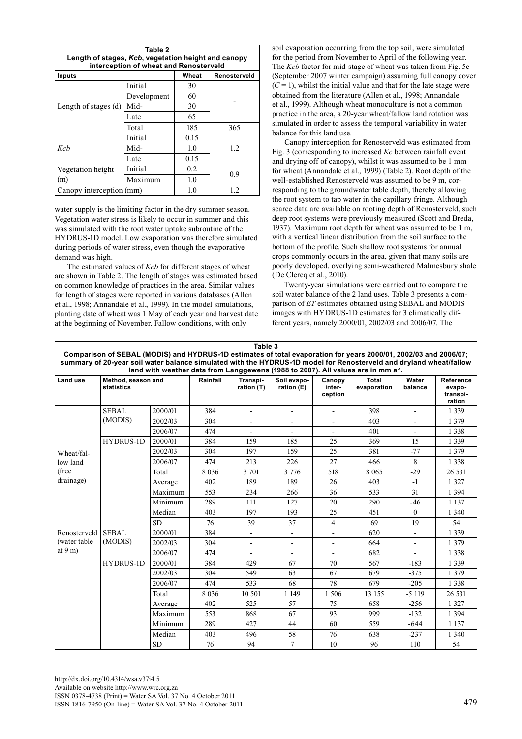**Table 2**
**Length of stages, *Kcb*, vegetation height and canopy interception of wheat and Renosterveld**

| Inputs | | Wheat | Renosterveld |
|---|---|---|---|
| Length of stages (d) | Initial | 30 | - |
| | Development | 60 | |
| | Mid- | 30 | |
| | Late | 65 | |
| | Total | 185 | 365 |
| *Kcb* | Initial | 0.15 | 1.2 |
| | Mid- | 1.0 | |
| | Late | 0.15 | |
| Vegetation height (m) | Initial | 0.2 | 0.9 |
| | Maximum | 1.0 | |
| Canopy interception (mm) | | 1.0 | 1.2 |

water supply is the limiting factor in the dry summer season. Vegetation water stress is likely to occur in summer and this was simulated with the root water uptake subroutine of the HYDRUS-1D model. Low evaporation was therefore simulated during periods of water stress, even though the evaporative demand was high.

The estimated values of *Kcb* for different stages of wheat are shown in Table 2. The length of stages was estimated based on common knowledge of practices in the area. Similar values for length of stages were reported in various databases (Allen et al., 1998; Annandale et al., 1999). In the model simulations, planting date of wheat was 1 May of each year and harvest date at the beginning of November. Fallow conditions, with only soil evaporation occurring from the top soil, were simulated for the period from November to April of the following year. The *Kcb* factor for mid-stage of wheat was taken from Fig. 5c (September 2007 winter campaign) assuming full canopy cover ($C = 1$), whilst the initial value and that for the late stage were obtained from the literature (Allen et al., 1998; Annandale et al., 1999). Although wheat monoculture is not a common practice in the area, a 20-year wheat/fallow land rotation was simulated in order to assess the temporal variability in water balance for this land use.

Canopy interception for Renosterveld was estimated from Fig. 3 (corresponding to increased *Kc* between rainfall event and drying off of canopy), whilst it was assumed to be 1 mm for wheat (Annandale et al., 1999) (Table 2). Root depth of the well-established Renosterveld was assumed to be 9 m, corresponding to the groundwater table depth, thereby allowing the root system to tap water in the capillary fringe. Although scarce data are available on rooting depth of Renosterveld, such deep root systems were previously measured (Scott and Breda, 1937). Maximum root depth for wheat was assumed to be 1 m, with a vertical linear distribution from the soil surface to the bottom of the profile. Such shallow root systems for annual crops commonly occurs in the area, given that many soils are poorly developed, overlying semi-weathered Malmesbury shale (De Clercq et al., 2010).

Twenty-year simulations were carried out to compare the soil water balance of the 2 land uses. Table 3 presents a comparison of *ET* estimates obtained using SEBAL and MODIS images with HYDRUS-1D estimates for 3 climatically different years, namely 2000/01, 2002/03 and 2006/07. The

**Table 3**
**Comparison of SEBAL (MODIS) and HYDRUS-1D estimates of total evaporation for years 2000/01, 2002/03 and 2006/07; summary of 20-year soil water balance simulated with the HYDRUS-1D model for Renosterveld and dryland wheat/fallow land with weather data from Langgewens (1988 to 2007). All values are in mm·a$^{-1}$.**

| Land use | Method, season and statistics | | Rainfall | Transpiration (T) | Soil evaporation (E) | Canopy interception | Total evaporation | Water balance | Reference evapotranspiration |
|---|---|---|---|---|---|---|---|---|---|
| Wheat/fallow land (free drainage) | SEBAL (MODIS) | 2000/01 | 384 | - | - | - | 398 | - | 1 339 |
| | | 2002/03 | 304 | - | - | - | 403 | - | 1 379 |
| | | 2006/07 | 474 | - | - | - | 401 | - | 1 338 |
| | HYDRUS-1D | 2000/01 | 384 | 159 | 185 | 25 | 369 | 15 | 1 339 |
| | | 2002/03 | 304 | 197 | 159 | 25 | 381 | -77 | 1 379 |
| | | 2006/07 | 474 | 213 | 226 | 27 | 466 | 8 | 1 338 |
| | | Total | 8 036 | 3 701 | 3 776 | 518 | 8 065 | -29 | 26 531 |
| | | Average | 402 | 189 | 189 | 26 | 403 | -1 | 1 327 |
| | | Maximum | 553 | 234 | 266 | 36 | 533 | 31 | 1 394 |
| | | Minimum | 289 | 111 | 127 | 20 | 290 | -46 | 1 137 |
| | | Median | 403 | 197 | 193 | 25 | 451 | 0 | 1 340 |
| | | SD | 76 | 39 | 37 | 4 | 69 | 19 | 54 |
| Renosterveld (water table at 9 m) | SEBAL (MODIS) | 2000/01 | 384 | - | - | - | 620 | - | 1 339 |
| | | 2002/03 | 304 | - | - | - | 664 | - | 1 379 |
| | | 2006/07 | 474 | - | - | - | 682 | - | 1 338 |
| | HYDRUS-1D | 2000/01 | 384 | 429 | 67 | 70 | 567 | -183 | 1 339 |
| | | 2002/03 | 304 | 549 | 63 | 67 | 679 | -375 | 1 379 |
| | | 2006/07 | 474 | 533 | 68 | 78 | 679 | -205 | 1 338 |
| | | Total | 8 036 | 10 501 | 1 149 | 1 506 | 13 155 | -5 119 | 26 531 |
| | | Average | 402 | 525 | 57 | 75 | 658 | -256 | 1 327 |
| | | Maximum | 553 | 868 | 67 | 93 | 999 | -132 | 1 394 |
| | | Minimum | 289 | 427 | 44 | 60 | 559 | -644 | 1 137 |
| | | Median | 403 | 496 | 58 | 76 | 638 | -237 | 1 340 |
| | | SD | 76 | 94 | 7 | 10 | 96 | 110 | 54 |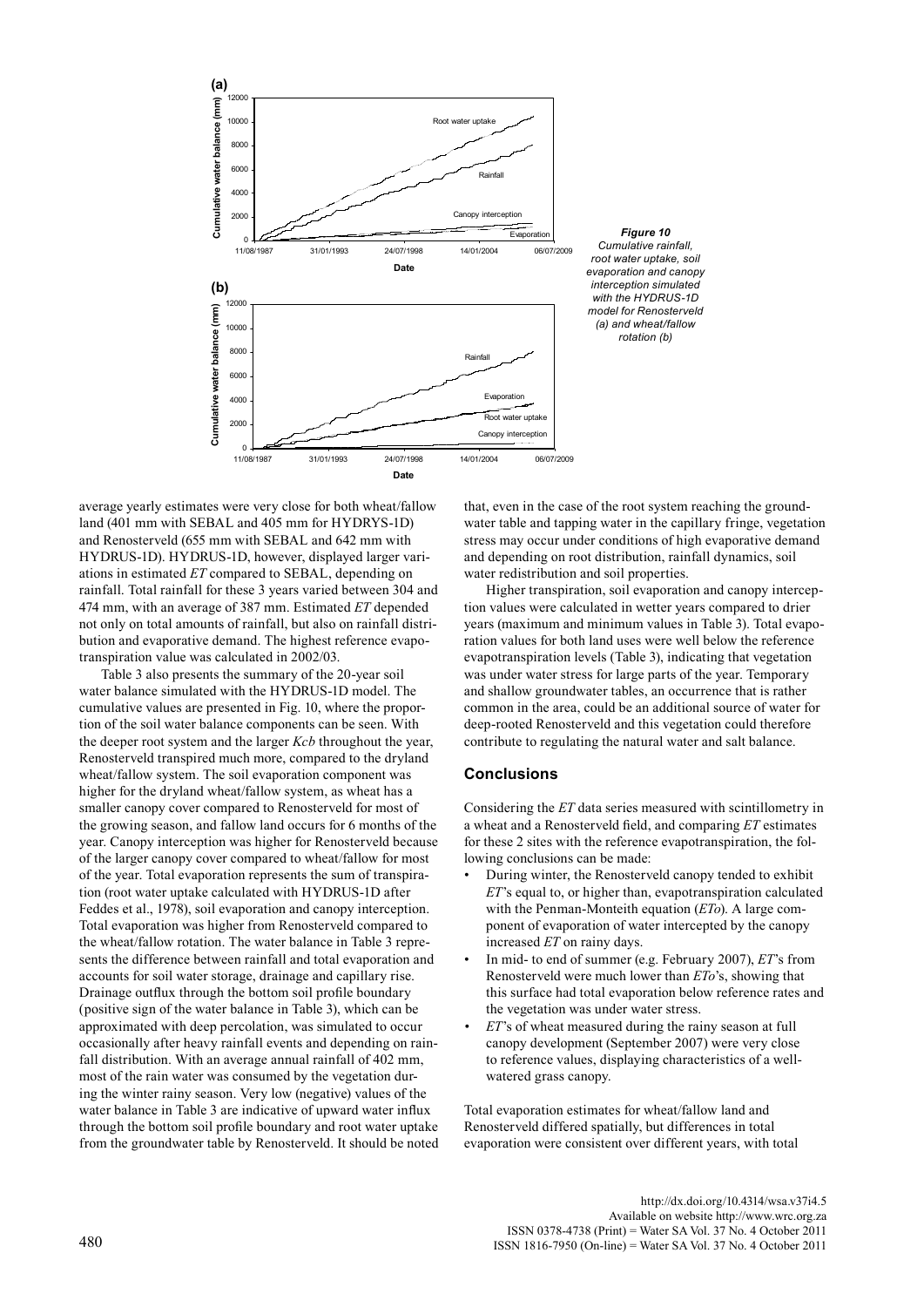*Figure 10 Cumulative rainfall, root water uptake, soil evaporation and canopy interception simulated with the HYDRUS-1D model for Renosterveld (a) and wheat/fallow rotation (b)*

average yearly estimates were very close for both wheat/fallow land (401 mm with SEBAL and 405 mm for HYDRYS-1D) and Renosterveld (655 mm with SEBAL and 642 mm with HYDRUS-1D). HYDRUS-1D, however, displayed larger variations in estimated *ET* compared to SEBAL, depending on rainfall. Total rainfall for these 3 years varied between 304 and 474 mm, with an average of 387 mm. Estimated *ET* depended not only on total amounts of rainfall, but also on rainfall distribution and evaporative demand. The highest reference evapotranspiration value was calculated in 2002/03.

Table 3 also presents the summary of the 20-year soil water balance simulated with the HYDRUS-1D model. The cumulative values are presented in Fig. 10, where the proportion of the soil water balance components can be seen. With the deeper root system and the larger *Kcb* throughout the year, Renosterveld transpired much more, compared to the dryland wheat/fallow system. The soil evaporation component was higher for the dryland wheat/fallow system, as wheat has a smaller canopy cover compared to Renosterveld for most of the growing season, and fallow land occurs for 6 months of the year. Canopy interception was higher for Renosterveld because of the larger canopy cover compared to wheat/fallow for most of the year. Total evaporation represents the sum of transpiration (root water uptake calculated with HYDRUS-1D after Feddes et al., 1978), soil evaporation and canopy interception. Total evaporation was higher from Renosterveld compared to the wheat/fallow rotation. The water balance in Table 3 represents the difference between rainfall and total evaporation and accounts for soil water storage, drainage and capillary rise. Drainage outflux through the bottom soil profile boundary (positive sign of the water balance in Table 3), which can be approximated with deep percolation, was simulated to occur occasionally after heavy rainfall events and depending on rainfall distribution. With an average annual rainfall of 402 mm, most of the rain water was consumed by the vegetation during the winter rainy season. Very low (negative) values of the water balance in Table 3 are indicative of upward water influx through the bottom soil profile boundary and root water uptake from the groundwater table by Renosterveld. It should be noted that, even in the case of the root system reaching the groundwater table and tapping water in the capillary fringe, vegetation stress may occur under conditions of high evaporative demand and depending on root distribution, rainfall dynamics, soil water redistribution and soil properties.

Higher transpiration, soil evaporation and canopy interception values were calculated in wetter years compared to drier years (maximum and minimum values in Table 3). Total evaporation values for both land uses were well below the reference evapotranspiration levels (Table 3), indicating that vegetation was under water stress for large parts of the year. Temporary and shallow groundwater tables, an occurrence that is rather common in the area, could be an additional source of water for deep-rooted Renosterveld and this vegetation could therefore contribute to regulating the natural water and salt balance.

## Conclusions

Considering the *ET* data series measured with scintillometry in a wheat and a Renosterveld field, and comparing *ET* estimates for these 2 sites with the reference evapotranspiration, the following conclusions can be made:

- During winter, the Renosterveld canopy tended to exhibit *ET*'s equal to, or higher than, evapotranspiration calculated with the Penman-Monteith equation (*ETo*). A large component of evaporation of water intercepted by the canopy increased *ET* on rainy days.
- In mid- to end of summer (e.g. February 2007), *ET*'s from Renosterveld were much lower than *ETo*'s, showing that this surface had total evaporation below reference rates and the vegetation was under water stress.
- *ET*'s of wheat measured during the rainy season at full canopy development (September 2007) were very close to reference values, displaying characteristics of a well-watered grass canopy.

Total evaporation estimates for wheat/fallow land and Renosterveld differed spatially, but differences in total evaporation were consistent over different years, with total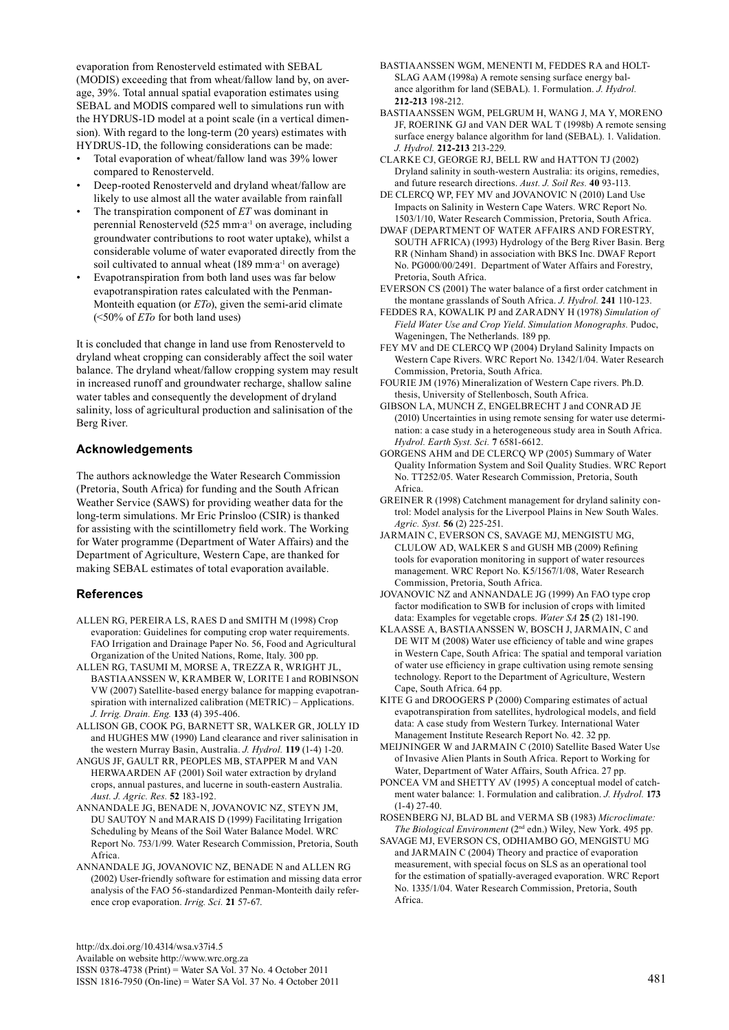evaporation from Renosterveld estimated with SEBAL (MODIS) exceeding that from wheat/fallow land by, on average, 39%. Total annual spatial evaporation estimates using SEBAL and MODIS compared well to simulations run with the HYDRUS-1D model at a point scale (in a vertical dimension). With regard to the long-term (20 years) estimates with HYDRUS-1D, the following considerations can be made:

- Total evaporation of wheat/fallow land was 39% lower compared to Renosterveld.
- Deep-rooted Renosterveld and dryland wheat/fallow are likely to use almost all the water available from rainfall
- The transpiration component of *ET* was dominant in perennial Renosterveld (525 $mm \cdot a^{-1}$ on average, including groundwater contributions to root water uptake), whilst a considerable volume of water evaporated directly from the soil cultivated to annual wheat (189 $mm \cdot a^{-1}$ on average)
- Evapotranspiration from both land uses was far below evapotranspiration rates calculated with the Penman-Monteith equation (or $ET_o$), given the semi-arid climate (<50% of $ET_o$ for both land uses)

It is concluded that change in land use from Renosterveld to dryland wheat cropping can considerably affect the soil water balance. The dryland wheat/fallow cropping system may result in increased runoff and groundwater recharge, shallow saline water tables and consequently the development of dryland salinity, loss of agricultural production and salinisation of the Berg River.

## Acknowledgements

The authors acknowledge the Water Research Commission (Pretoria, South Africa) for funding and the South African Weather Service (SAWS) for providing weather data for the long-term simulations. Mr Eric Prinsloo (CSIR) is thanked for assisting with the scintillometry field work. The Working for Water programme (Department of Water Affairs) and the Department of Agriculture, Western Cape, are thanked for making SEBAL estimates of total evaporation available.

## References

ALLEN RG, PEREIRA LS, RAES D and SMITH M (1998) Crop evaporation: Guidelines for computing crop water requirements. FAO Irrigation and Drainage Paper No. 56, Food and Agricultural Organization of the United Nations, Rome, Italy. 300 pp.

ALLEN RG, TASUMI M, MORSE A, TREZZA R, WRIGHT JL, BASTIAANSSEN W, KRAMBER W, LORITE I and ROBINSON VW (2007) Satellite-based energy balance for mapping evapotranspiration with internalized calibration (METRIC) – Applications. *J. Irrig. Drain. Eng.* **133** (4) 395-406.

ALLISON GB, COOK PG, BARNETT SR, WALKER GR, JOLLY ID and HUGHES MW (1990) Land clearance and river salinisation in the western Murray Basin, Australia. *J. Hydrol.* **119** (1-4) 1-20.

ANGUS JF, GAULT RR, PEOPLES MB, STAPPER M and VAN HERWAARDEN AF (2001) Soil water extraction by dryland crops, annual pastures, and lucerne in south-eastern Australia. *Aust. J. Agric. Res.* **52** 183-192.

ANNANDALE JG, BENADE N, JOVANOVIC NZ, STEYN JM, DU SAUTOY N and MARAIS D (1999) Facilitating Irrigation Scheduling by Means of the Soil Water Balance Model. WRC Report No. 753/1/99. Water Research Commission, Pretoria, South Africa.

ANNANDALE JG, JOVANOVIC NZ, BENADE N and ALLEN RG (2002) User-friendly software for estimation and missing data error analysis of the FAO 56-standardized Penman-Monteith daily reference crop evaporation. *Irrig. Sci.* **21** 57-67.

BASTIAANSSEN WGM, MENENTI M, FEDDES RA and HOLTSLAG AAM (1998a) A remote sensing surface energy balance algorithm for land (SEBAL). 1. Formulation. *J. Hydrol.* **212-213** 198-212.

BASTIAANSSEN WGM, PELGRUM H, WANG J, MA Y, MORENO JF, ROERINK GJ and VAN DER WAL T (1998b) A remote sensing surface energy balance algorithm for land (SEBAL). 1. Validation. *J. Hydrol.* **212-213** 213-229.

CLARKE CJ, GEORGE RJ, BELL RW and HATTON TJ (2002) Dryland salinity in south-western Australia: its origins, remedies, and future research directions. *Aust. J. Soil Res.* **40** 93-113.

DE CLERCQ WP, FEY MV and JOVANOVIC N (2010) Land Use Impacts on Salinity in Western Cape Waters. WRC Report No. 1503/1/10, Water Research Commission, Pretoria, South Africa.

DWAF (DEPARTMENT OF WATER AFFAIRS AND FORESTRY, SOUTH AFRICA) (1993) Hydrology of the Berg River Basin. Berg RR (Ninham Shand) in association with BKS Inc. DWAF Report No. PG000/00/2491. Department of Water Affairs and Forestry, Pretoria, South Africa.

EVERSON CS (2001) The water balance of a first order catchment in the montane grasslands of South Africa. *J. Hydrol.* **241** 110-123.

FEDDES RA, KOWALIK PJ and ZARADNY H (1978) *Simulation of Field Water Use and Crop Yield*. *Simulation Monographs.* Pudoc, Wageningen, The Netherlands. 189 pp.

FEY MV and DE CLERCQ WP (2004) Dryland Salinity Impacts on Western Cape Rivers. WRC Report No. 1342/1/04. Water Research Commission, Pretoria, South Africa.

FOURIE JM (1976) Mineralization of Western Cape rivers. Ph.D. thesis, University of Stellenbosch, South Africa.

GIBSON LA, MUNCH Z, ENGELBRECHT J and CONRAD JE (2010) Uncertainties in using remote sensing for water use determination: a case study in a heterogeneous study area in South Africa. *Hydrol. Earth Syst. Sci.* **7** 6581-6612.

GORGENS AHM and DE CLERCQ WP (2005) Summary of Water Quality Information System and Soil Quality Studies. WRC Report No. TT252/05. Water Research Commission, Pretoria, South Africa.

GREINER R (1998) Catchment management for dryland salinity control: Model analysis for the Liverpool Plains in New South Wales. *Agric. Syst.* **56** (2) 225-251.

JARMAIN C, EVERSON CS, SAVAGE MJ, MENGISTU MG, CLULOW AD, WALKER S and GUSH MB (2009) Refining tools for evaporation monitoring in support of water resources management. WRC Report No. K5/1567/1/08, Water Research Commission, Pretoria, South Africa.

JOVANOVIC NZ and ANNANDALE JG (1999) An FAO type crop factor modification to SWB for inclusion of crops with limited data: Examples for vegetable crops. *Water SA* **25** (2) 181-190.

KLAASSE A, BASTIAANSSEN W, BOSCH J, JARMAIN, C and DE WIT M (2008) Water use efficiency of table and wine grapes in Western Cape, South Africa: The spatial and temporal variation of water use efficiency in grape cultivation using remote sensing technology. Report to the Department of Agriculture, Western Cape, South Africa. 64 pp.

KITE G and DROOGERS P (2000) Comparing estimates of actual evapotranspiration from satellites, hydrological models, and field data: A case study from Western Turkey. International Water Management Institute Research Report No. 42. 32 pp.

MEIJNINGER W and JARMAIN C (2010) Satellite Based Water Use of Invasive Alien Plants in South Africa. Report to Working for Water, Department of Water Affairs, South Africa. 27 pp.

PONCEA VM and SHETTY AV (1995) A conceptual model of catchment water balance: 1. Formulation and calibration. *J. Hydrol.* **173** (1-4) 27-40.

ROSENBERG NJ, BLAD BL and VERMA SB (1983) *Microclimate: The Biological Environment* (2nd edn.) Wiley, New York. 495 pp.

SAVAGE MJ, EVERSON CS, ODHIAMBO GO, MENGISTU MG and JARMAIN C (2004) Theory and practice of evaporation measurement, with special focus on SLS as an operational tool for the estimation of spatially-averaged evaporation. WRC Report No. 1335/1/04. Water Research Commission, Pretoria, South Africa.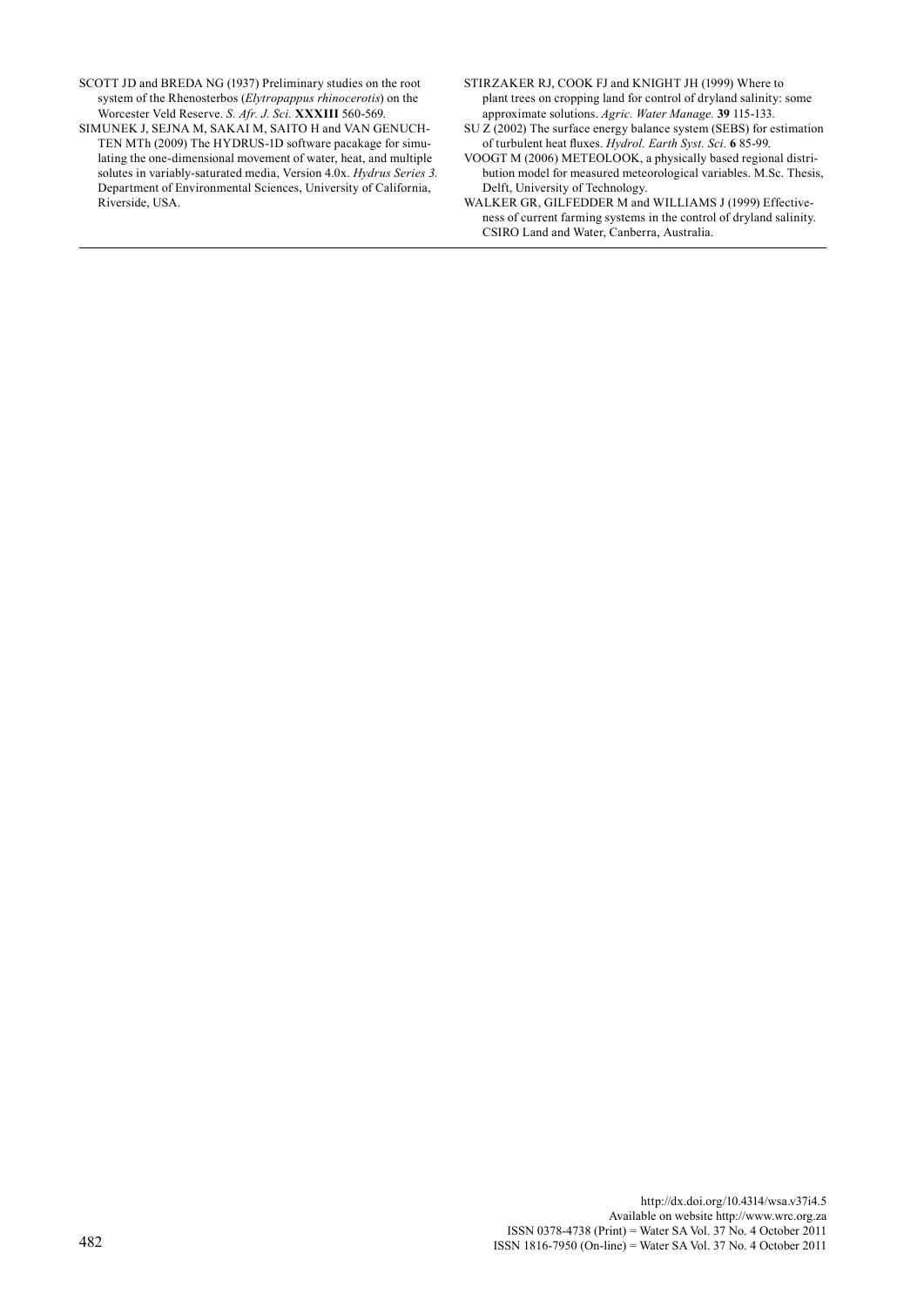SCOTT JD and BREDA NG (1937) Preliminary studies on the root system of the Rhenosterbos (*Elytropappus rhinocerotis*) on the Worcester Veld Reserve. *S. Afr. J. Sci.* **XXXIII** 560-569.

SIMUNEK J, SEJNA M, SAKAI M, SAITO H and VAN GENUCHTEN MTh (2009) The HYDRUS-1D software pacakage for simulating the one-dimensional movement of water, heat, and multiple solutes in variably-saturated media, Version 4.0x. *Hydrus Series 3.* Department of Environmental Sciences, University of California, Riverside, USA.

STIRZAKER RJ, COOK FJ and KNIGHT JH (1999) Where to plant trees on cropping land for control of dryland salinity: some approximate solutions. *Agric. Water Manage.* **39** 115-133.

SU Z (2002) The surface energy balance system (SEBS) for estimation of turbulent heat fluxes. *Hydrol. Earth Syst. Sci.* **6** 85-99.

VOOGT M (2006) METEOLOOK, a physically based regional distribution model for measured meteorological variables. M.Sc. Thesis, Delft, University of Technology.

WALKER GR, GILFEDDER M and WILLIAMS J (1999) Effectiveness of current farming systems in the control of dryland salinity. CSIRO Land and Water, Canberra, Australia.